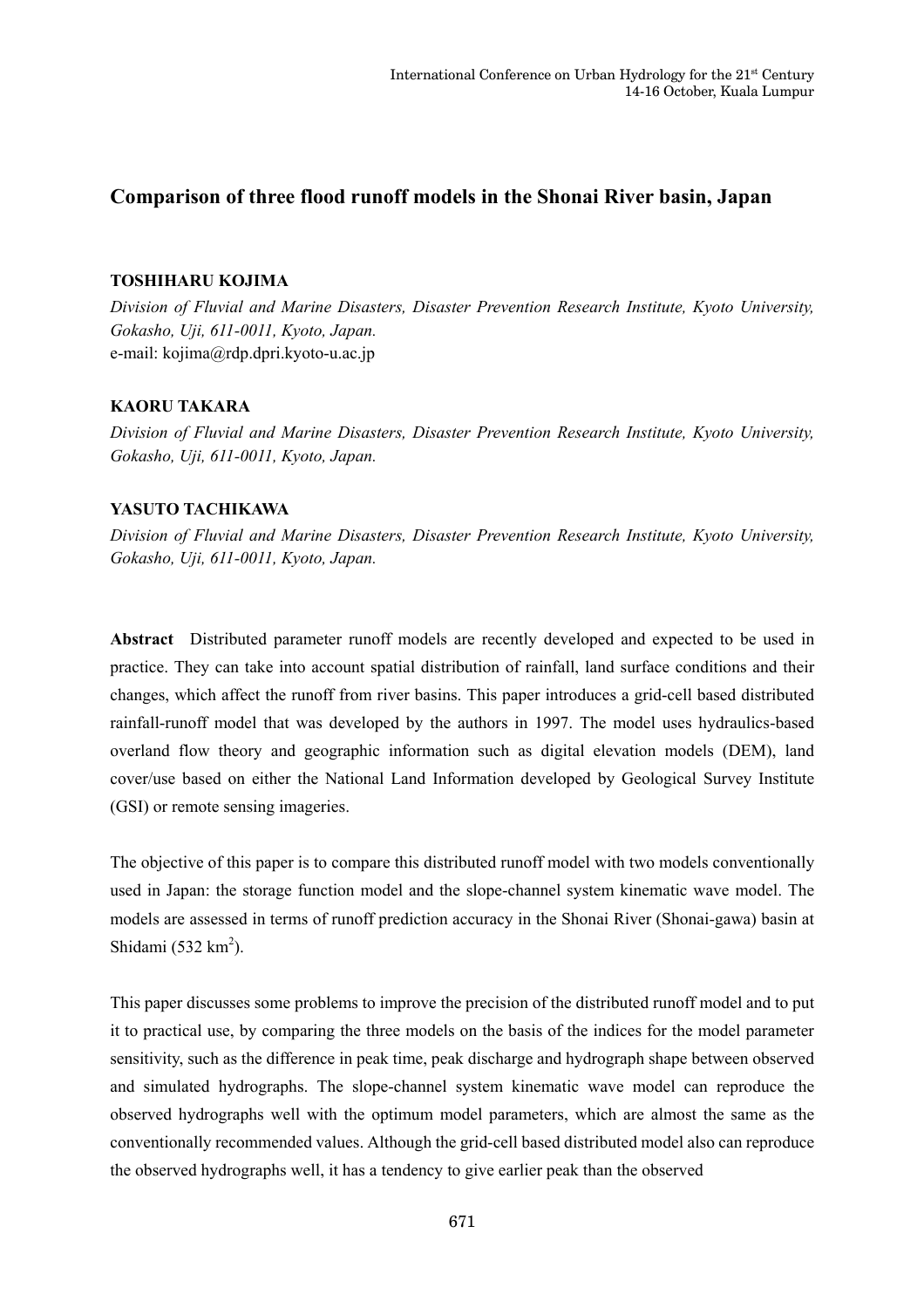# Comparison of three flood runoff models in the Shonai River basin, Japan

**TOSHIHARU KOJIMA**

*Division of Fluvial and Marine Disasters, Disaster Prevention Research Institute, Kyoto University, Gokasho, Uji, 611-0011, Kyoto, Japan.*
e-mail: kojima@rdp.dpri.kyoto-u.ac.jp

**KAORU TAKARA**

*Division of Fluvial and Marine Disasters, Disaster Prevention Research Institute, Kyoto University, Gokasho, Uji, 611-0011, Kyoto, Japan.*

**YASUTO TACHIKAWA**

*Division of Fluvial and Marine Disasters, Disaster Prevention Research Institute, Kyoto University, Gokasho, Uji, 611-0011, Kyoto, Japan.*

**Abstract** Distributed parameter runoff models are recently developed and expected to be used in practice. They can take into account spatial distribution of rainfall, land surface conditions and their changes, which affect the runoff from river basins. This paper introduces a grid-cell based distributed rainfall-runoff model that was developed by the authors in 1997. The model uses hydraulics-based overland flow theory and geographic information such as digital elevation models (DEM), land cover/use based on either the National Land Information developed by Geological Survey Institute (GSI) or remote sensing imageries.

The objective of this paper is to compare this distributed runoff model with two models conventionally used in Japan: the storage function model and the slope-channel system kinematic wave model. The models are assessed in terms of runoff prediction accuracy in the Shonai River (Shonai-gawa) basin at Shidami (532 $km^2$).

This paper discusses some problems to improve the precision of the distributed runoff model and to put it to practical use, by comparing the three models on the basis of the indices for the model parameter sensitivity, such as the difference in peak time, peak discharge and hydrograph shape between observed and simulated hydrographs. The slope-channel system kinematic wave model can reproduce the observed hydrographs well with the optimum model parameters, which are almost the same as the conventionally recommended values. Although the grid-cell based distributed model also can reproduce the observed hydrographs well, it has a tendency to give earlier peak than the observed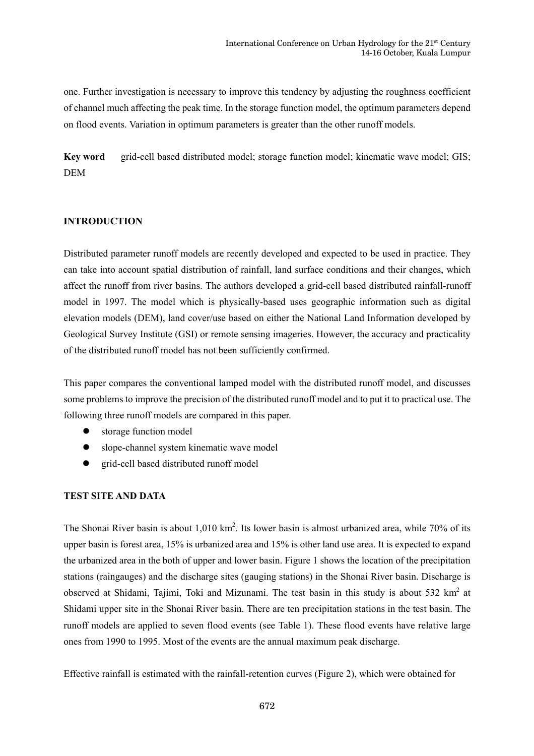one. Further investigation is necessary to improve this tendency by adjusting the roughness coefficient of channel much affecting the peak time. In the storage function model, the optimum parameters depend on flood events. Variation in optimum parameters is greater than the other runoff models.

**Key word** grid-cell based distributed model; storage function model; kinematic wave model; GIS; DEM

## INTRODUCTION

Distributed parameter runoff models are recently developed and expected to be used in practice. They can take into account spatial distribution of rainfall, land surface conditions and their changes, which affect the runoff from river basins. The authors developed a grid-cell based distributed rainfall-runoff model in 1997. The model which is physically-based uses geographic information such as digital elevation models (DEM), land cover/use based on either the National Land Information developed by Geological Survey Institute (GSI) or remote sensing imageries. However, the accuracy and practicality of the distributed runoff model has not been sufficiently confirmed.

This paper compares the conventional lamped model with the distributed runoff model, and discusses some problems to improve the precision of the distributed runoff model and to put it to practical use. The following three runoff models are compared in this paper.

- storage function model
- slope-channel system kinematic wave model
- grid-cell based distributed runoff model

## TEST SITE AND DATA

The Shonai River basin is about 1,010 km$^2$. Its lower basin is almost urbanized area, while 70% of its upper basin is forest area, 15% is urbanized area and 15% is other land use area. It is expected to expand the urbanized area in the both of upper and lower basin. Figure 1 shows the location of the precipitation stations (raingauges) and the discharge sites (gauging stations) in the Shonai River basin. Discharge is observed at Shidami, Tajimi, Toki and Mizunami. The test basin in this study is about 532 km$^2$ at Shidami upper site in the Shonai River basin. There are ten precipitation stations in the test basin. The runoff models are applied to seven flood events (see Table 1). These flood events have relative large ones from 1990 to 1995. Most of the events are the annual maximum peak discharge.

Effective rainfall is estimated with the rainfall-retention curves (Figure 2), which were obtained for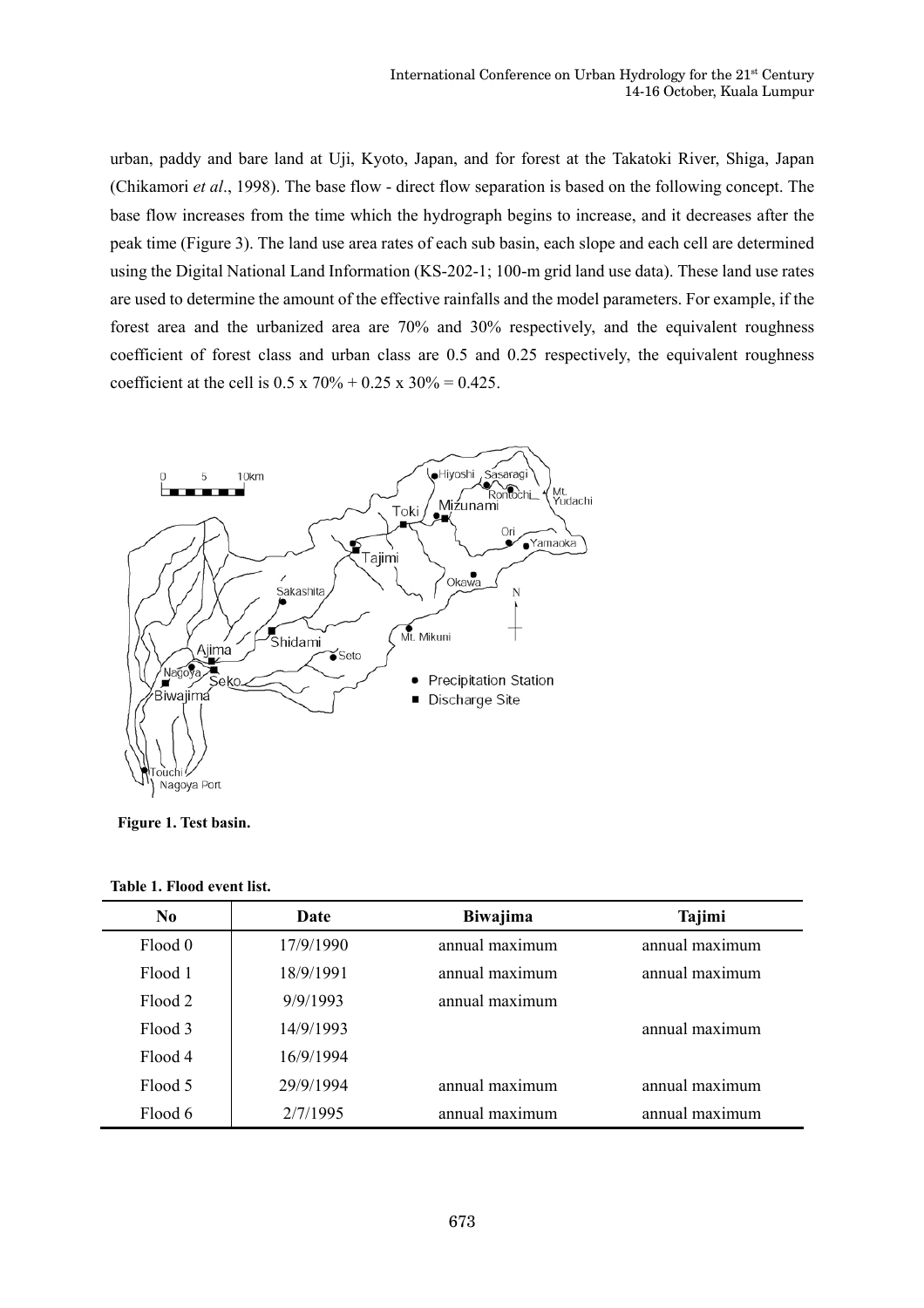urban, paddy and bare land at Uji, Kyoto, Japan, and for forest at the Takatoki River, Shiga, Japan (Chikamori *et al*., 1998). The base flow - direct flow separation is based on the following concept. The base flow increases from the time which the hydrograph begins to increase, and it decreases after the peak time (Figure 3). The land use area rates of each sub basin, each slope and each cell are determined using the Digital National Land Information (KS-202-1; 100-m grid land use data). These land use rates are used to determine the amount of the effective rainfalls and the model parameters. For example, if the forest area and the urbanized area are 70% and 30% respectively, and the equivalent roughness coefficient of forest class and urban class are 0.5 and 0.25 respectively, the equivalent roughness coefficient at the cell is 0.5 x 70% + 0.25 x 30% = 0.425.

**Figure 1. Test basin.**

**Table 1. Flood event list.**

| No | Date | Biwajima | Tajimi |
|---|---|---|---|
| Flood 0 | 17/9/1990 | annual maximum | annual maximum |
| Flood 1 | 18/9/1991 | annual maximum | annual maximum |
| Flood 2 | 9/9/1993 | annual maximum | |
| Flood 3 | 14/9/1993 | | annual maximum |
| Flood 4 | 16/9/1994 | | |
| Flood 5 | 29/9/1994 | annual maximum | annual maximum |
| Flood 6 | 2/7/1995 | annual maximum | annual maximum |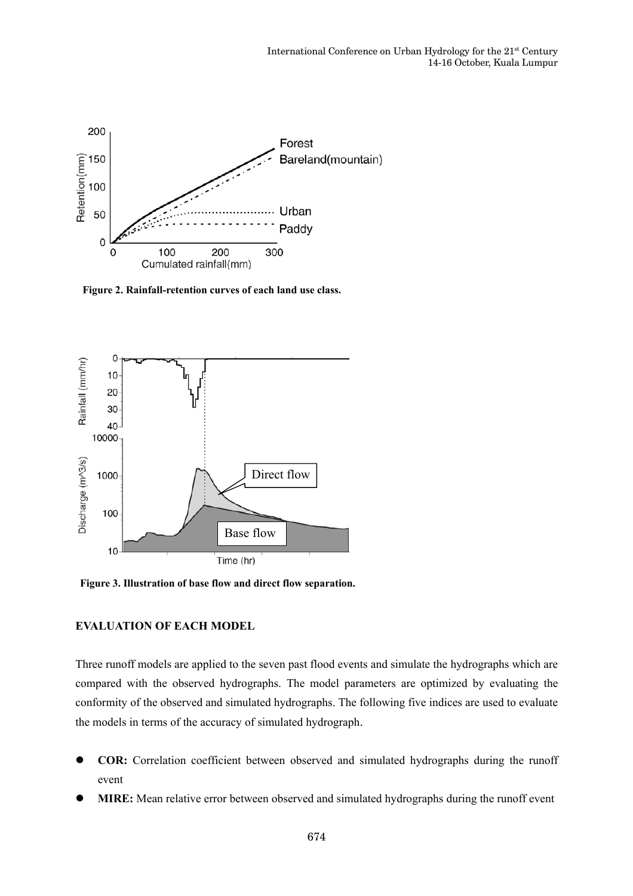Figure 2. Rainfall-retention curves of each land use class.

Figure 3. Illustration of base flow and direct flow separation.

## EVALUATION OF EACH MODEL

Three runoff models are applied to the seven past flood events and simulate the hydrographs which are compared with the observed hydrographs. The model parameters are optimized by evaluating the conformity of the observed and simulated hydrographs. The following five indices are used to evaluate the models in terms of the accuracy of simulated hydrograph.

- **COR:** Correlation coefficient between observed and simulated hydrographs during the runoff event
- **MIRE:** Mean relative error between observed and simulated hydrographs during the runoff event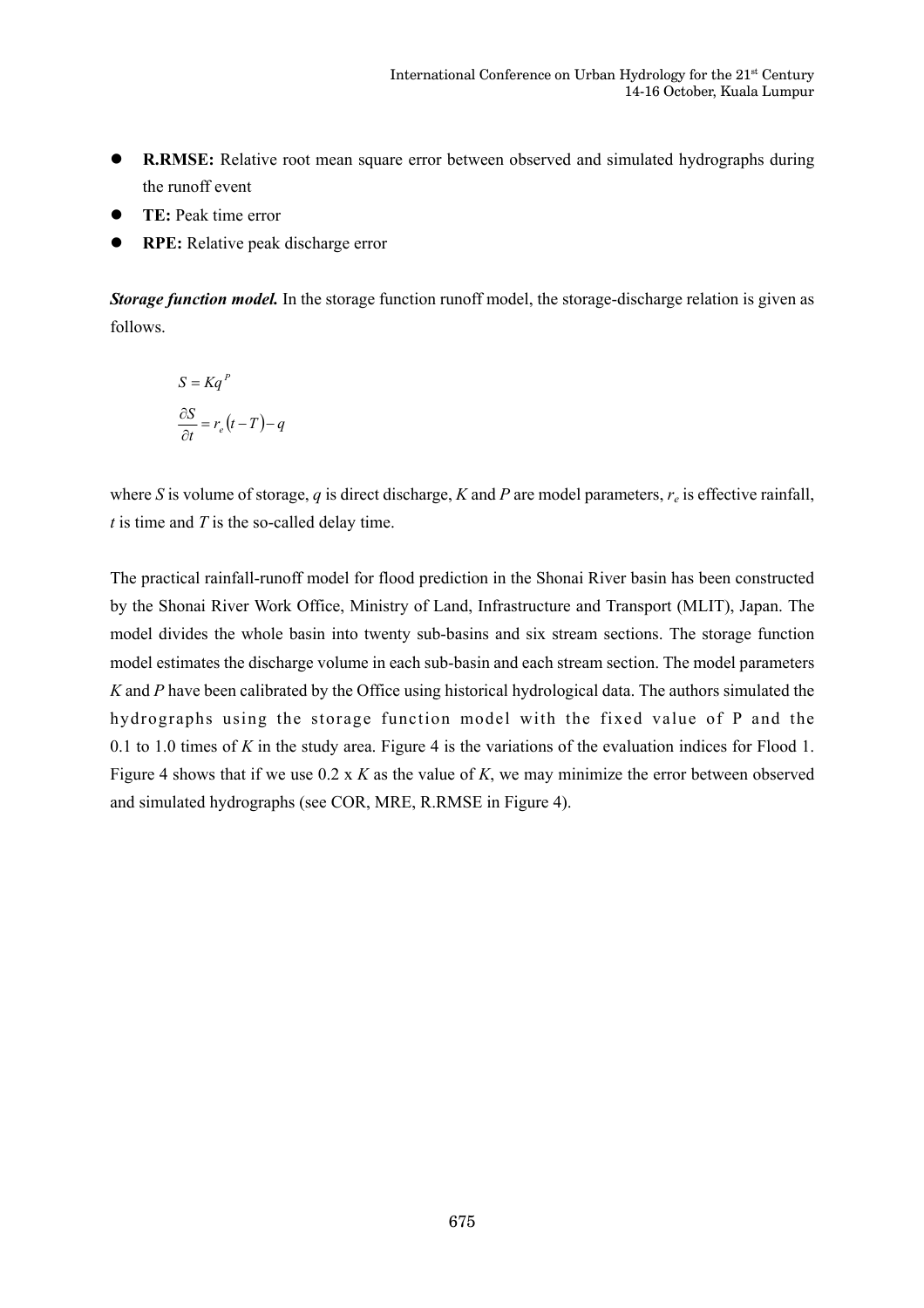- **R.RMSE:** Relative root mean square error between observed and simulated hydrographs during the runoff event
- **TE:** Peak time error
- **RPE:** Relative peak discharge error

***Storage function model.*** In the storage function runoff model, the storage-discharge relation is given as follows.

$$S = Kq^P$$

$$\frac{\partial S}{\partial t} = r_e(t - T) - q$$

where $S$ is volume of storage, $q$ is direct discharge, $K$ and $P$ are model parameters, $r_e$ is effective rainfall, $t$ is time and $T$ is the so-called delay time.

The practical rainfall-runoff model for flood prediction in the Shonai River basin has been constructed by the Shonai River Work Office, Ministry of Land, Infrastructure and Transport (MLIT), Japan. The model divides the whole basin into twenty sub-basins and six stream sections. The storage function model estimates the discharge volume in each sub-basin and each stream section. The model parameters $K$ and $P$ have been calibrated by the Office using historical hydrological data. The authors simulated the hydrographs using the storage function model with the fixed value of P and the 0.1 to 1.0 times of $K$ in the study area. Figure 4 is the variations of the evaluation indices for Flood 1. Figure 4 shows that if we use 0.2 x $K$ as the value of $K$, we may minimize the error between observed and simulated hydrographs (see COR, MRE, R.RMSE in Figure 4).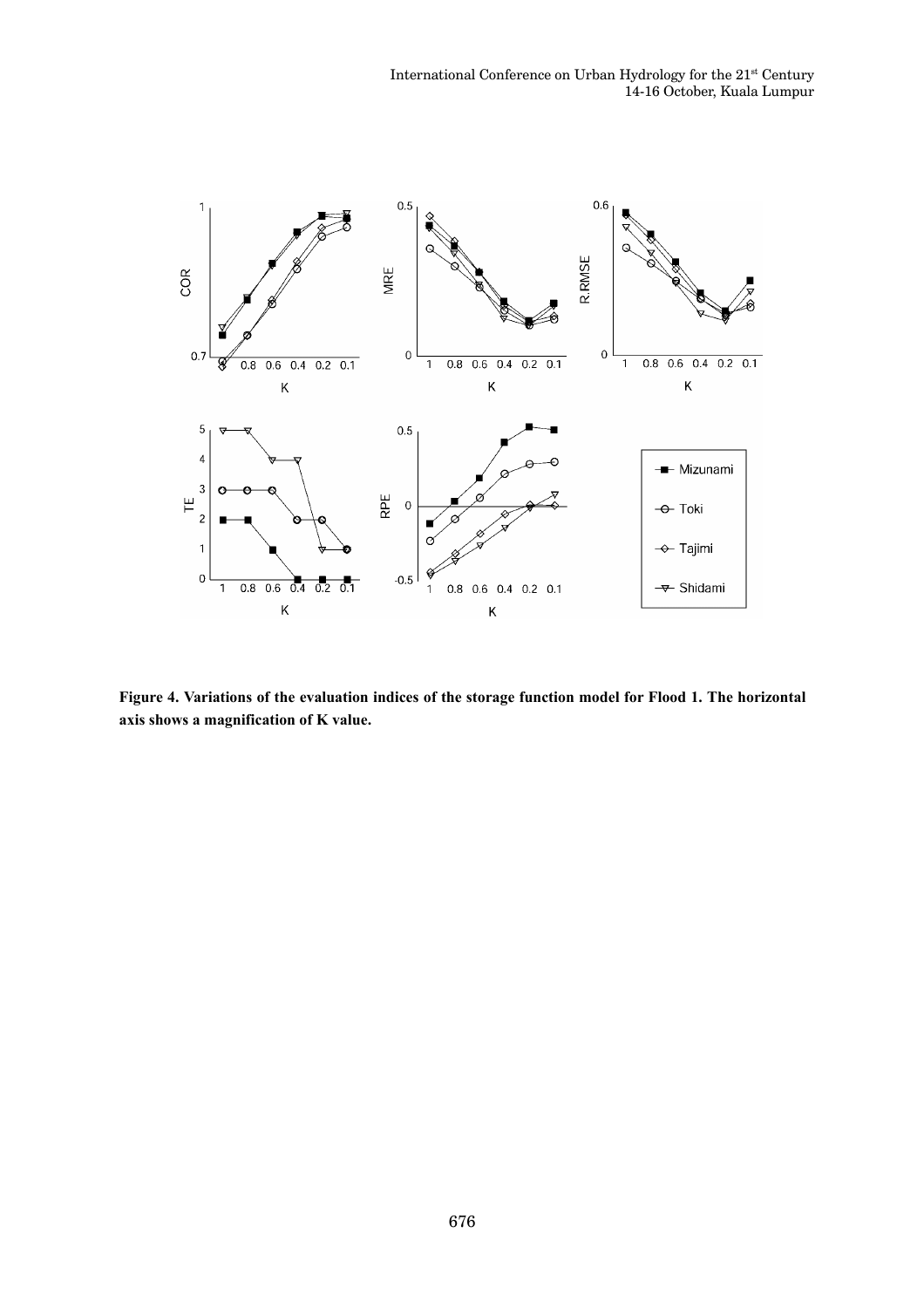**Figure 4. Variations of the evaluation indices of the storage function model for Flood 1. The horizontal axis shows a magnification of K value.**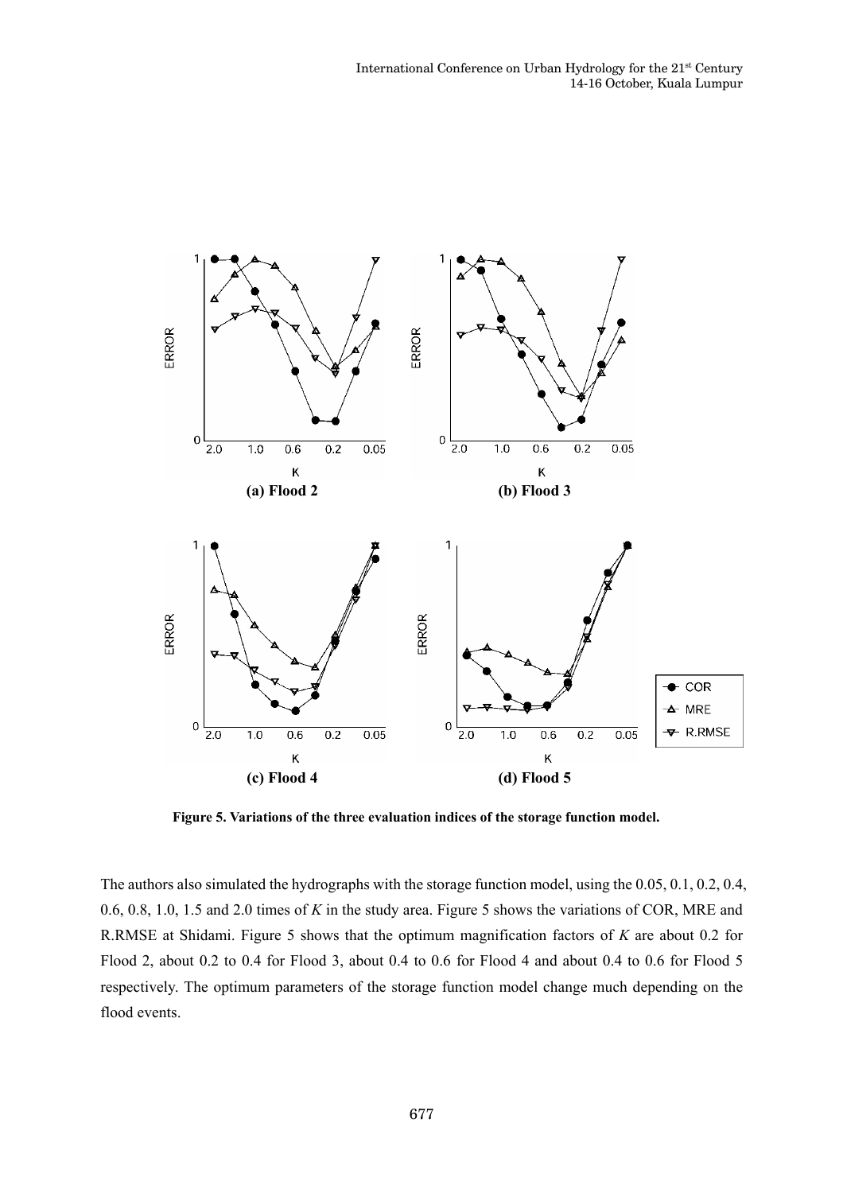Figure 5. Variations of the three evaluation indices of the storage function model.

The authors also simulated the hydrographs with the storage function model, using the 0.05, 0.1, 0.2, 0.4, 0.6, 0.8, 1.0, 1.5 and 2.0 times of $K$ in the study area. Figure 5 shows the variations of COR, MRE and R.RMSE at Shidami. Figure 5 shows that the optimum magnification factors of $K$ are about 0.2 for Flood 2, about 0.2 to 0.4 for Flood 3, about 0.4 to 0.6 for Flood 4 and about 0.4 to 0.6 for Flood 5 respectively. The optimum parameters of the storage function model change much depending on the flood events.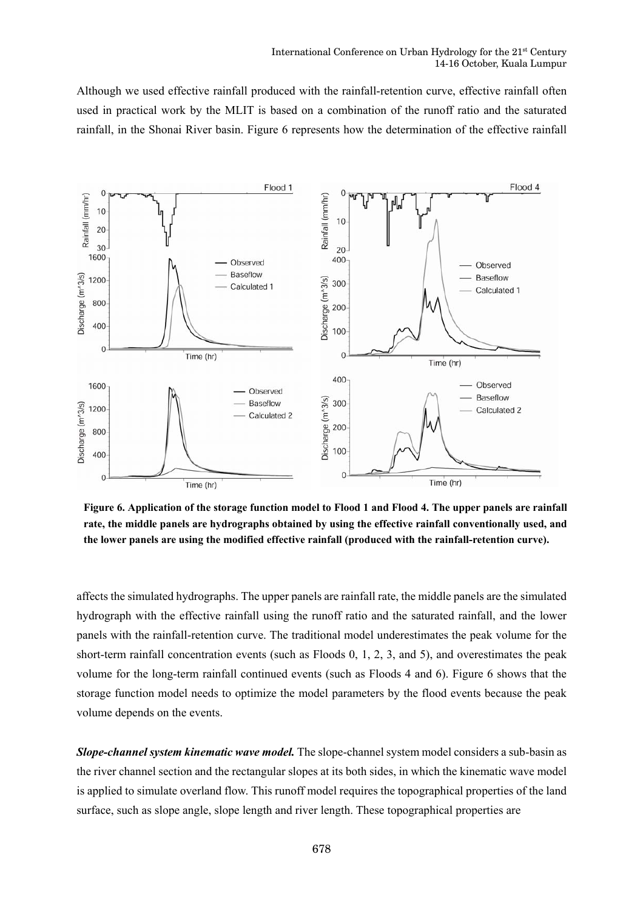Although we used effective rainfall produced with the rainfall-retention curve, effective rainfall often used in practical work by the MLIT is based on a combination of the runoff ratio and the saturated rainfall, in the Shonai River basin. Figure 6 represents how the determination of the effective rainfall

**Figure 6. Application of the storage function model to Flood 1 and Flood 4. The upper panels are rainfall rate, the middle panels are hydrographs obtained by using the effective rainfall conventionally used, and the lower panels are using the modified effective rainfall (produced with the rainfall-retention curve).**

affects the simulated hydrographs. The upper panels are rainfall rate, the middle panels are the simulated hydrograph with the effective rainfall using the runoff ratio and the saturated rainfall, and the lower panels with the rainfall-retention curve. The traditional model underestimates the peak volume for the short-term rainfall concentration events (such as Floods 0, 1, 2, 3, and 5), and overestimates the peak volume for the long-term rainfall continued events (such as Floods 4 and 6). Figure 6 shows that the storage function model needs to optimize the model parameters by the flood events because the peak volume depends on the events.

***Slope-channel system kinematic wave model.*** The slope-channel system model considers a sub-basin as the river channel section and the rectangular slopes at its both sides, in which the kinematic wave model is applied to simulate overland flow. This runoff model requires the topographical properties of the land surface, such as slope angle, slope length and river length. These topographical properties are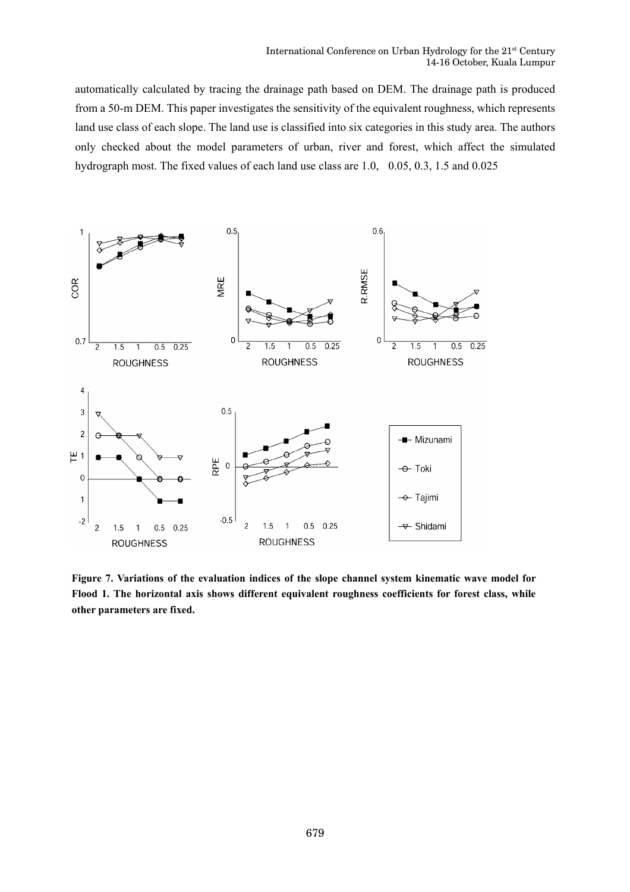automatically calculated by tracing the drainage path based on DEM. The drainage path is produced from a 50-m DEM. This paper investigates the sensitivity of the equivalent roughness, which represents land use class of each slope. The land use is classified into six categories in this study area. The authors only checked about the model parameters of urban, river and forest, which affect the simulated hydrograph most. The fixed values of each land use class are 1.0, 0.05, 0.3, 1.5 and 0.025

**Figure 7. Variations of the evaluation indices of the slope channel system kinematic wave model for Flood 1. The horizontal axis shows different equivalent roughness coefficients for forest class, while other parameters are fixed.**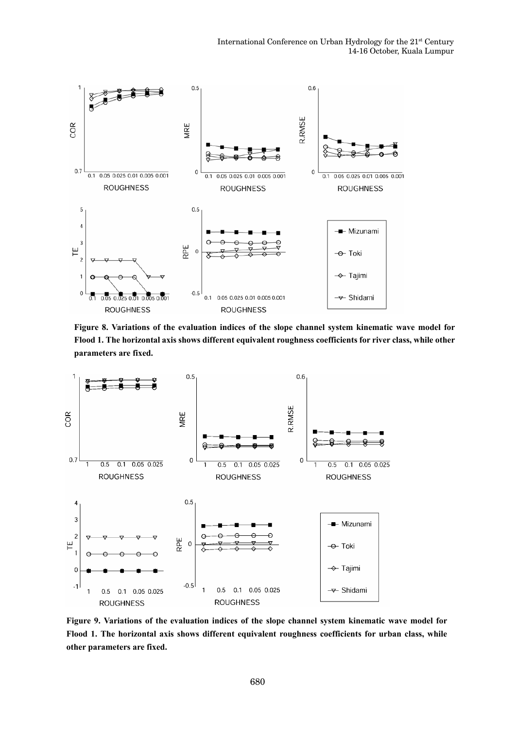**Figure 8. Variations of the evaluation indices of the slope channel system kinematic wave model for Flood 1. The horizontal axis shows different equivalent roughness coefficients for river class, while other parameters are fixed.**

**Figure 9. Variations of the evaluation indices of the slope channel system kinematic wave model for Flood 1. The horizontal axis shows different equivalent roughness coefficients for urban class, while other parameters are fixed.**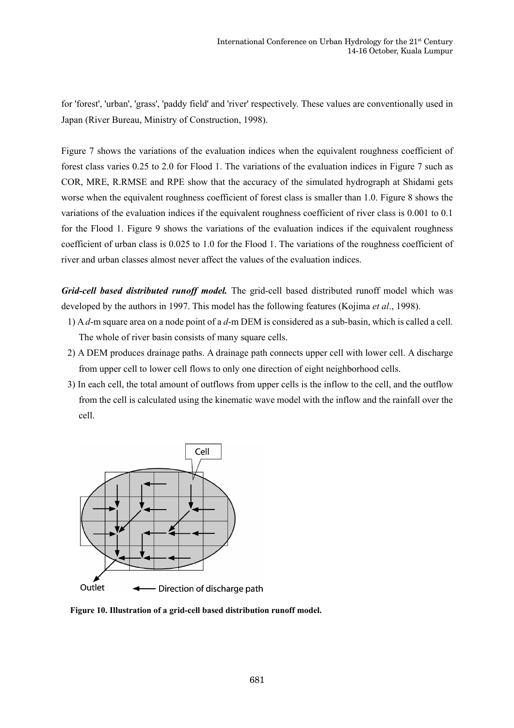for 'forest', 'urban', 'grass', 'paddy field' and 'river' respectively. These values are conventionally used in Japan (River Bureau, Ministry of Construction, 1998).

Figure 7 shows the variations of the evaluation indices when the equivalent roughness coefficient of forest class varies 0.25 to 2.0 for Flood 1. The variations of the evaluation indices in Figure 7 such as COR, MRE, R.RMSE and RPE show that the accuracy of the simulated hydrograph at Shidami gets worse when the equivalent roughness coefficient of forest class is smaller than 1.0. Figure 8 shows the variations of the evaluation indices if the equivalent roughness coefficient of river class is 0.001 to 0.1 for the Flood 1. Figure 9 shows the variations of the evaluation indices if the equivalent roughness coefficient of urban class is 0.025 to 1.0 for the Flood 1. The variations of the roughness coefficient of river and urban classes almost never affect the values of the evaluation indices.

***Grid-cell based distributed runoff model.*** The grid-cell based distributed runoff model which was developed by the authors in 1997. This model has the following features (Kojima *et al*., 1998).

1) A *d*-m square area on a node point of a *d*-m DEM is considered as a sub-basin, which is called a cell. The whole of river basin consists of many square cells.
2) A DEM produces drainage paths. A drainage path connects upper cell with lower cell. A discharge from upper cell to lower cell flows to only one direction of eight neighborhood cells.
3) In each cell, the total amount of outflows from upper cells is the inflow to the cell, and the outflow from the cell is calculated using the kinematic wave model with the inflow and the rainfall over the cell.

**Figure 10. Illustration of a grid-cell based distribution runoff model.**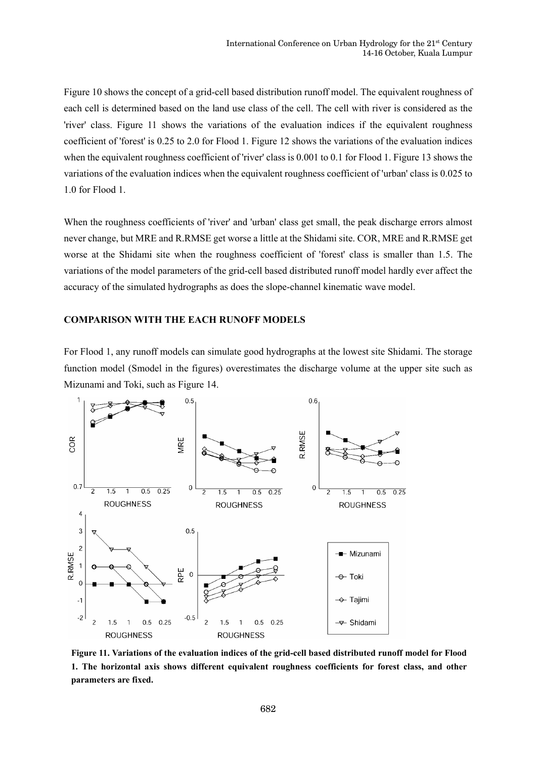Figure 10 shows the concept of a grid-cell based distribution runoff model. The equivalent roughness of each cell is determined based on the land use class of the cell. The cell with river is considered as the 'river' class. Figure 11 shows the variations of the evaluation indices if the equivalent roughness coefficient of 'forest' is 0.25 to 2.0 for Flood 1. Figure 12 shows the variations of the evaluation indices when the equivalent roughness coefficient of 'river' class is 0.001 to 0.1 for Flood 1. Figure 13 shows the variations of the evaluation indices when the equivalent roughness coefficient of 'urban' class is 0.025 to 1.0 for Flood 1.

When the roughness coefficients of 'river' and 'urban' class get small, the peak discharge errors almost never change, but MRE and R.RMSE get worse a little at the Shidami site. COR, MRE and R.RMSE get worse at the Shidami site when the roughness coefficient of 'forest' class is smaller than 1.5. The variations of the model parameters of the grid-cell based distributed runoff model hardly ever affect the accuracy of the simulated hydrographs as does the slope-channel kinematic wave model.

## COMPARISON WITH THE EACH RUNOFF MODELS

For Flood 1, any runoff models can simulate good hydrographs at the lowest site Shidami. The storage function model (Smodel in the figures) overestimates the discharge volume at the upper site such as Mizunami and Toki, such as Figure 14.

**Figure 11. Variations of the evaluation indices of the grid-cell based distributed runoff model for Flood 1. The horizontal axis shows different equivalent roughness coefficients for forest class, and other parameters are fixed.**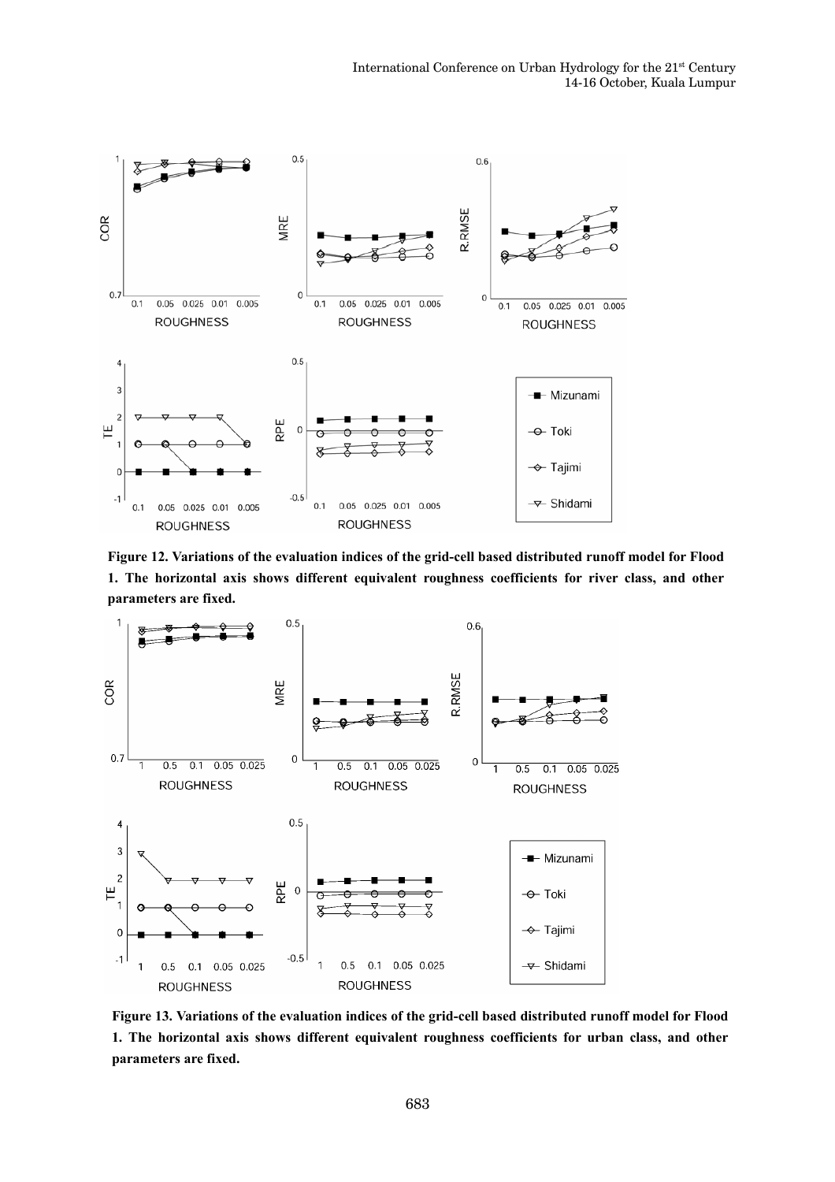**Figure 12. Variations of the evaluation indices of the grid-cell based distributed runoff model for Flood 1. The horizontal axis shows different equivalent roughness coefficients for river class, and other parameters are fixed.**

**Figure 13. Variations of the evaluation indices of the grid-cell based distributed runoff model for Flood 1. The horizontal axis shows different equivalent roughness coefficients for urban class, and other parameters are fixed.**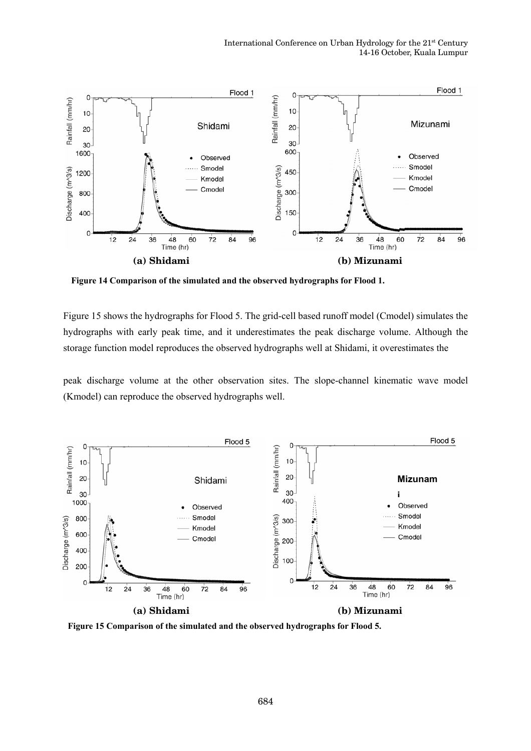**(a) Shidami** **(b) Mizunami**

**Figure 14 Comparison of the simulated and the observed hydrographs for Flood 1.**

Figure 15 shows the hydrographs for Flood 5. The grid-cell based runoff model (Cmodel) simulates the hydrographs with early peak time, and it underestimates the peak discharge volume. Although the storage function model reproduces the observed hydrographs well at Shidami, it overestimates the peak discharge volume at the other observation sites. The slope-channel kinematic wave model (Kmodel) can reproduce the observed hydrographs well.

**(a) Shidami** **(b) Mizunami**

**Figure 15 Comparison of the simulated and the observed hydrographs for Flood 5.**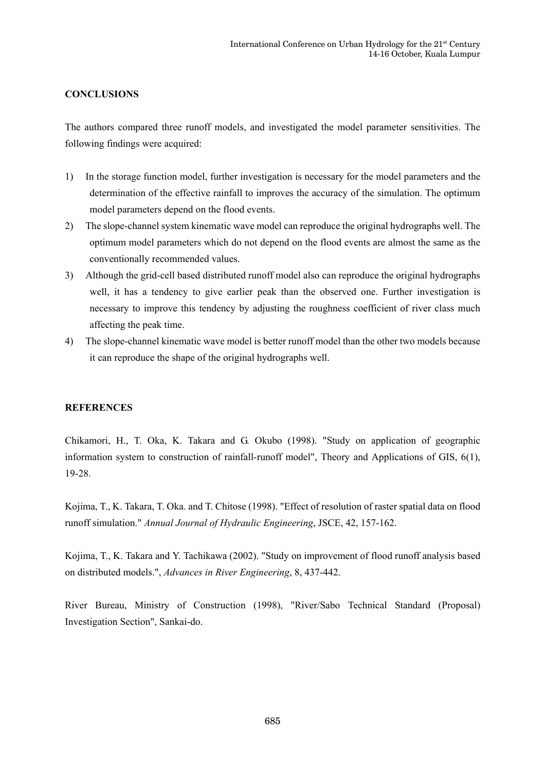## CONCLUSIONS

The authors compared three runoff models, and investigated the model parameter sensitivities. The following findings were acquired:

1) In the storage function model, further investigation is necessary for the model parameters and the determination of the effective rainfall to improves the accuracy of the simulation. The optimum model parameters depend on the flood events.
2) The slope-channel system kinematic wave model can reproduce the original hydrographs well. The optimum model parameters which do not depend on the flood events are almost the same as the conventionally recommended values.
3) Although the grid-cell based distributed runoff model also can reproduce the original hydrographs well, it has a tendency to give earlier peak than the observed one. Further investigation is necessary to improve this tendency by adjusting the roughness coefficient of river class much affecting the peak time.
4) The slope-channel kinematic wave model is better runoff model than the other two models because it can reproduce the shape of the original hydrographs well.

## REFERENCES

Chikamori, H., T. Oka, K. Takara and G. Okubo (1998). "Study on application of geographic information system to construction of rainfall-runoff model", Theory and Applications of GIS, 6(1), 19-28.

Kojima, T., K. Takara, T. Oka. and T. Chitose (1998). "Effect of resolution of raster spatial data on flood runoff simulation." *Annual Journal of Hydraulic Engineering*, JSCE, 42, 157-162.

Kojima, T., K. Takara and Y. Tachikawa (2002). "Study on improvement of flood runoff analysis based on distributed models.", *Advances in River Engineering*, 8, 437-442.

River Bureau, Ministry of Construction (1998), "River/Sabo Technical Standard (Proposal) Investigation Section", Sankai-do.